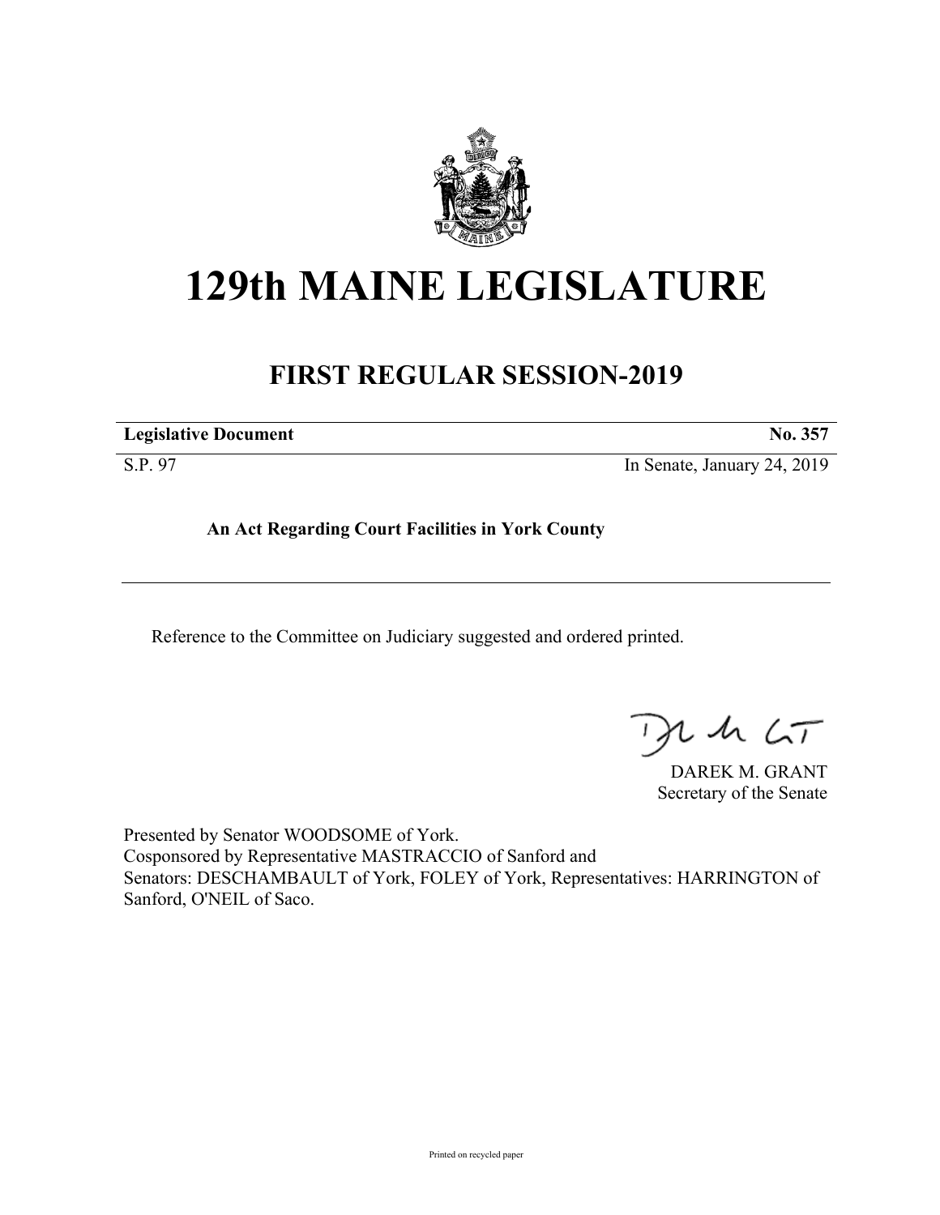# 129th MAINE LEGISLATURE

## FIRST REGULAR SESSION-2019

| **Legislative Document** | **No. 357** |
| --- | --- |
| S.P. 97 | In Senate, January 24, 2019 |

**An Act Regarding Court Facilities in York County**

---

Reference to the Committee on Judiciary suggested and ordered printed.

DAREK M. GRANT
Secretary of the Senate

Presented by Senator WOODSOME of York.
Cosponsored by Representative MASTRACCIO of Sanford and
Senators: DESCHAMBAULT of York, FOLEY of York, Representatives: HARRINGTON of Sanford, O'NEIL of Saco.

Printed on recycled paper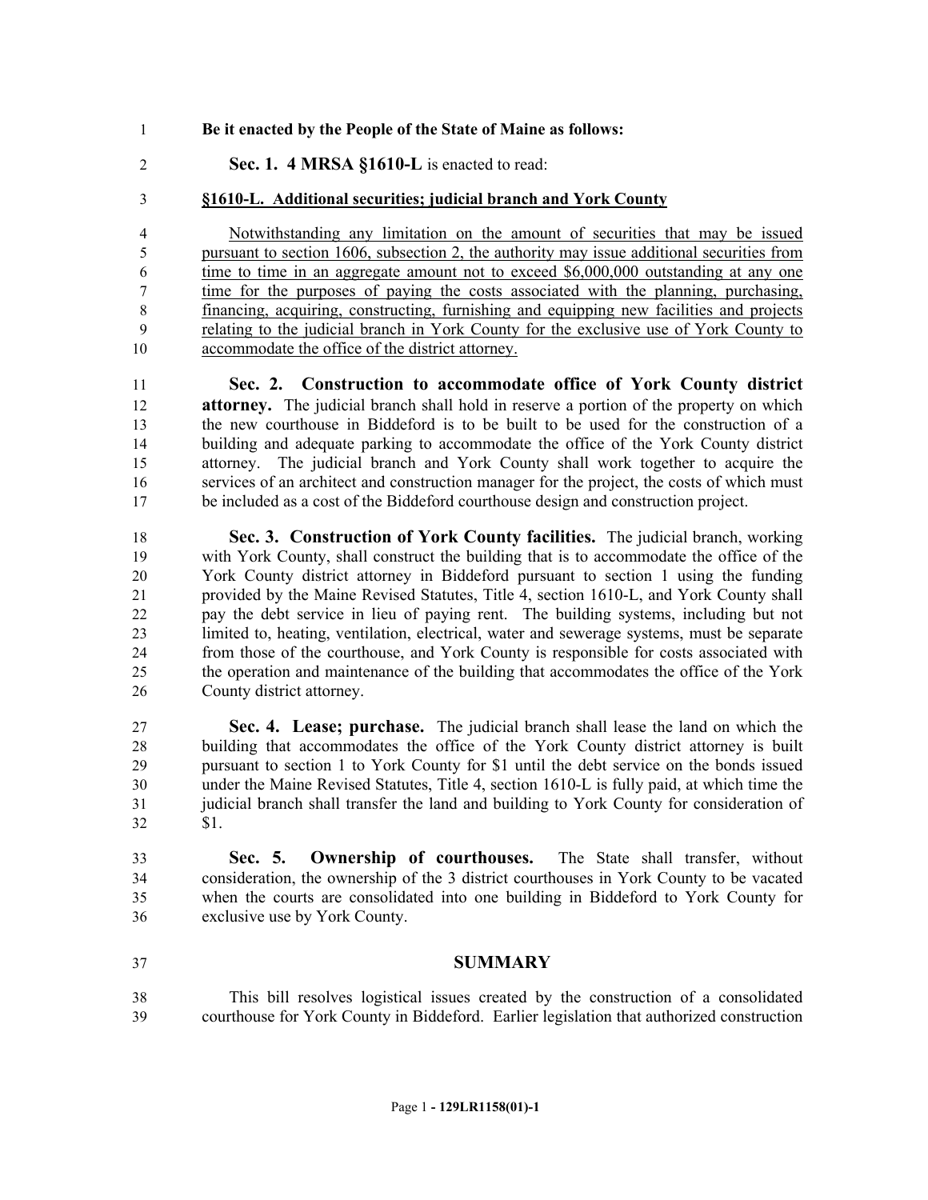**Be it enacted by the People of the State of Maine as follows:**

**Sec. 1. 4 MRSA §1610-L** is enacted to read:

**§1610-L. Additional securities; judicial branch and York County**

Notwithstanding any limitation on the amount of securities that may be issued pursuant to section 1606, subsection 2, the authority may issue additional securities from time to time in an aggregate amount not to exceed $6,000,000 outstanding at any one time for the purposes of paying the costs associated with the planning, purchasing, financing, acquiring, constructing, furnishing and equipping new facilities and projects relating to the judicial branch in York County for the exclusive use of York County to accommodate the office of the district attorney.

**Sec. 2. Construction to accommodate office of York County district attorney.** The judicial branch shall hold in reserve a portion of the property on which the new courthouse in Biddeford is to be built to be used for the construction of a building and adequate parking to accommodate the office of the York County district attorney. The judicial branch and York County shall work together to acquire the services of an architect and construction manager for the project, the costs of which must be included as a cost of the Biddeford courthouse design and construction project.

**Sec. 3. Construction of York County facilities.** The judicial branch, working with York County, shall construct the building that is to accommodate the office of the York County district attorney in Biddeford pursuant to section 1 using the funding provided by the Maine Revised Statutes, Title 4, section 1610-L, and York County shall pay the debt service in lieu of paying rent. The building systems, including but not limited to, heating, ventilation, electrical, water and sewerage systems, must be separate from those of the courthouse, and York County is responsible for costs associated with the operation and maintenance of the building that accommodates the office of the York County district attorney.

**Sec. 4. Lease; purchase.** The judicial branch shall lease the land on which the building that accommodates the office of the York County district attorney is built pursuant to section 1 to York County for $1 until the debt service on the bonds issued under the Maine Revised Statutes, Title 4, section 1610-L is fully paid, at which time the judicial branch shall transfer the land and building to York County for consideration of $1.

**Sec. 5. Ownership of courthouses.** The State shall transfer, without consideration, the ownership of the 3 district courthouses in York County to be vacated when the courts are consolidated into one building in Biddeford to York County for exclusive use by York County.

## SUMMARY

This bill resolves logistical issues created by the construction of a consolidated courthouse for York County in Biddeford. Earlier legislation that authorized construction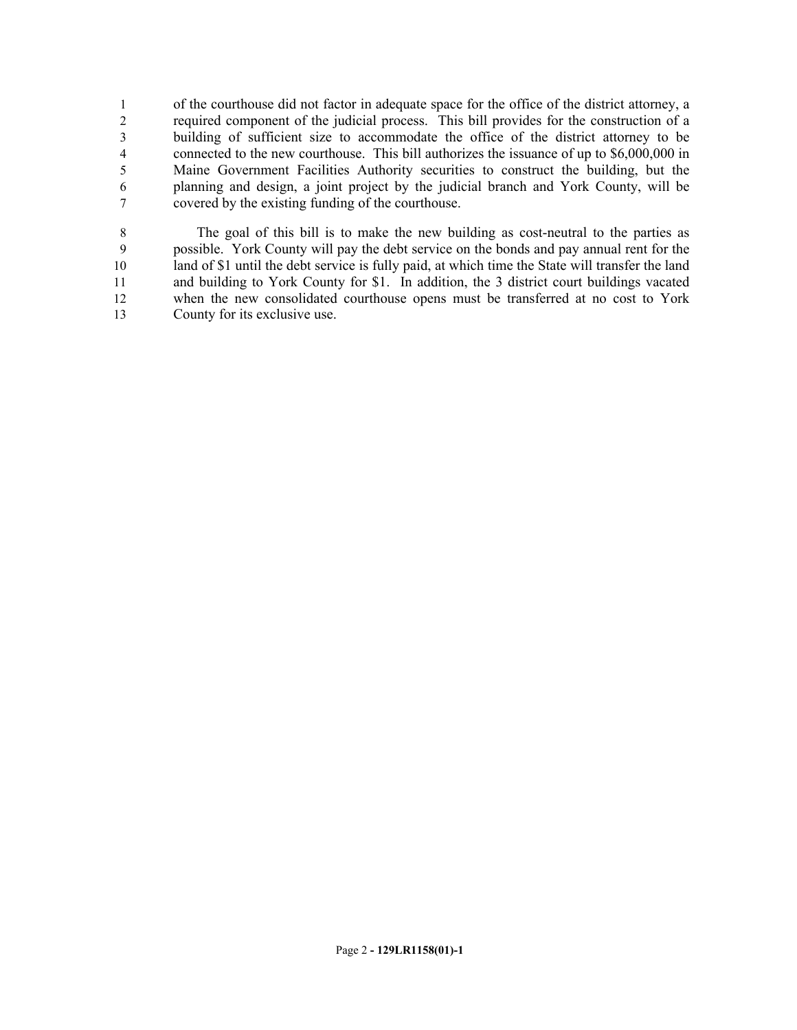of the courthouse did not factor in adequate space for the office of the district attorney, a required component of the judicial process. This bill provides for the construction of a building of sufficient size to accommodate the office of the district attorney to be connected to the new courthouse. This bill authorizes the issuance of up to $6,000,000 in Maine Government Facilities Authority securities to construct the building, but the planning and design, a joint project by the judicial branch and York County, will be covered by the existing funding of the courthouse.

The goal of this bill is to make the new building as cost-neutral to the parties as possible. York County will pay the debt service on the bonds and pay annual rent for the land of $1 until the debt service is fully paid, at which time the State will transfer the land and building to York County for $1. In addition, the 3 district court buildings vacated when the new consolidated courthouse opens must be transferred at no cost to York County for its exclusive use.